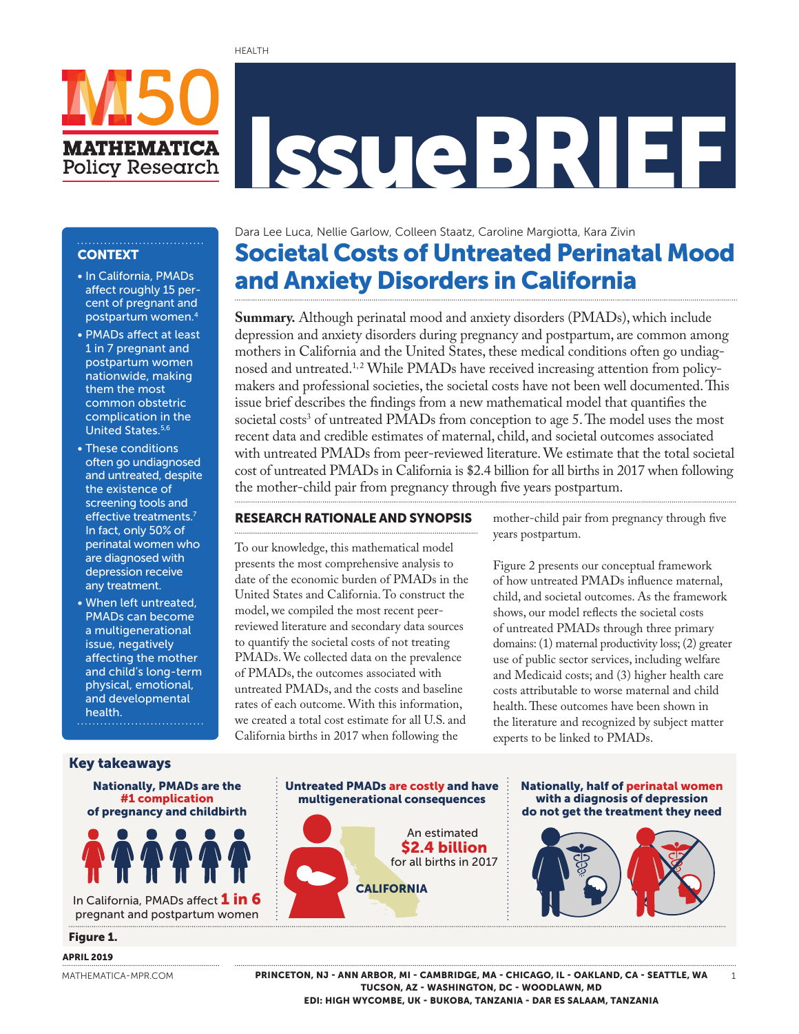HEALTH

# IssueBRIEF

Dara Lee Luca, Nellie Garlow, Colleen Staatz, Caroline Margiotta, Kara Zivin

# Societal Costs of Untreated Perinatal Mood and Anxiety Disorders in California

**Summary.** Although perinatal mood and anxiety disorders (PMADs), which include depression and anxiety disorders during pregnancy and postpartum, are common among mothers in California and the United States, these medical conditions often go undiagnosed and untreated.[1,2] While PMADs have received increasing attention from policymakers and professional societies, the societal costs have not been well documented. This issue brief describes the findings from a new mathematical model that quantifies the societal costs[3] of untreated PMADs from conception to age 5. The model uses the most recent data and credible estimates of maternal, child, and societal outcomes associated with untreated PMADs from peer-reviewed literature. We estimate that the total societal cost of untreated PMADs in California is $2.4 billion for all births in 2017 when following the mother-child pair from pregnancy through five years postpartum.

### CONTEXT

- In California, PMADs affect roughly 15 percent of pregnant and postpartum women.[4]
- PMADs affect at least 1 in 7 pregnant and postpartum women nationwide, making them the most common obstetric complication in the United States.[5,6]
- These conditions often go undiagnosed and untreated, despite the existence of screening tools and effective treatments.[7] In fact, only 50% of perinatal women who are diagnosed with depression receive any treatment.
- When left untreated, PMADs can become a multigenerational issue, negatively affecting the mother and child's long-term physical, emotional, and developmental health.

## RESEARCH RATIONALE AND SYNOPSIS

To our knowledge, this mathematical model presents the most comprehensive analysis to date of the economic burden of PMADs in the United States and California. To construct the model, we compiled the most recent peer-reviewed literature and secondary data sources to quantify the societal costs of not treating PMADs. We collected data on the prevalence of PMADs, the outcomes associated with untreated PMADs, and the costs and baseline rates of each outcome. With this information, we created a total cost estimate for all U.S. and California births in 2017 when following the mother-child pair from pregnancy through five years postpartum.

Figure 2 presents our conceptual framework of how untreated PMADs influence maternal, child, and societal outcomes. As the framework shows, our model reflects the societal costs of untreated PMADs through three primary domains: (1) maternal productivity loss; (2) greater use of public sector services, including welfare and Medicaid costs; and (3) higher health care costs attributable to worse maternal and child health. These outcomes have been shown in the literature and recognized by subject matter experts to be linked to PMADs.

### Key takeaways

**Nationally, PMADs are the #1 complication of pregnancy and childbirth**

In California, PMADs affect **1 in 6** pregnant and postpartum women

**Untreated PMADs are costly and have multigenerational consequences**

An estimated **$2.4 billion** for all births in 2017

CALIFORNIA

**Nationally, half of perinatal women with a diagnosis of depression do not get the treatment they need**

**Figure 1.**

APRIL 2019

MATHEMATICA-MPR.COM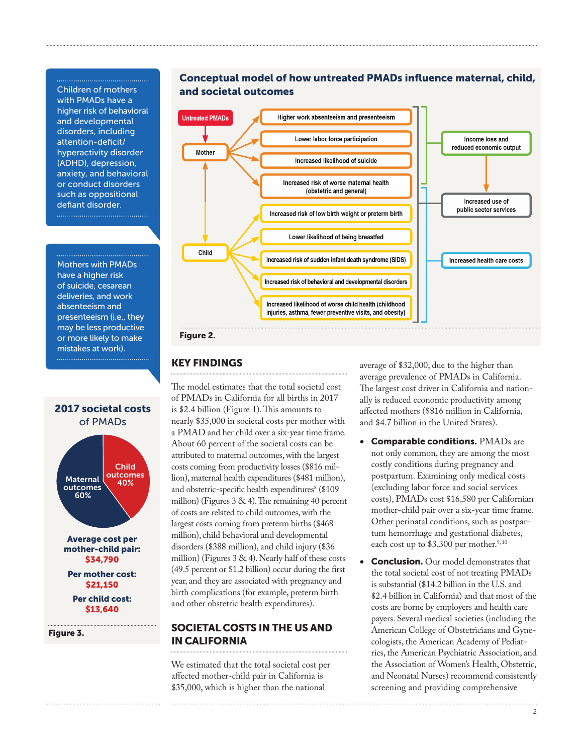Children of mothers with PMADs have a higher risk of behavioral and developmental disorders, including attention-deficit/hyperactivity disorder (ADHD), depression, anxiety, and behavioral or conduct disorders such as oppositional defiant disorder.

Mothers with PMADs have a higher risk of suicide, cesarean deliveries, and work absenteeism and presenteeism (i.e., they may be less productive or more likely to make mistakes at work).

## Conceptual model of how untreated PMADs influence maternal, child, and societal outcomes

Untreated PMADs → Mother

Mother ↔ Child

Mother →
- Higher work absenteeism and presenteeism
- Lower labor force participation
- Increased likelihood of suicide
- Increased risk of worse maternal health (obstetric and general)

Child →
- Increased risk of low birth weight or preterm birth
- Lower likelihood of being breastfed
- Increased risk of sudden infant death syndrome (SIDS)
- Increased risk of behavioral and developmental disorders
- Increased likelihood of worse child health (childhood injuries, asthma, fewer preventive visits, and obesity)

Societal outcomes:
- Income loss and reduced economic output → Increased use of public sector services
- Increased health care costs

**Figure 2.**

### 2017 societal costs of PMADs

- Maternal outcomes 60%
- Child outcomes 40%

**Average cost per mother-child pair: $34,790**

**Per mother cost: $21,150**

**Per child cost: $13,640**

**Figure 3.**

## KEY FINDINGS

The model estimates that the total societal cost of PMADs in California for all births in 2017 is $2.4 billion (Figure 1). This amounts to nearly $35,000 in societal costs per mother with a PMAD and her child over a six-year time frame. About 60 percent of the societal costs can be attributed to maternal outcomes, with the largest costs coming from productivity losses ($816 million), maternal health expenditures ($481 million), and obstetric-specific health expenditures[8] ($109 million) (Figures 3 & 4). The remaining 40 percent of costs are related to child outcomes, with the largest costs coming from preterm births ($468 million), child behavioral and developmental disorders ($388 million), and child injury ($36 million) (Figures 3 & 4). Nearly half of these costs (49.5 percent or $1.2 billion) occur during the first year, and they are associated with pregnancy and birth complications (for example, preterm birth and other obstetric health expenditures).

## SOCIETAL COSTS IN THE US AND IN CALIFORNIA

We estimated that the total societal cost per affected mother-child pair in California is $35,000, which is higher than the national average of $32,000, due to the higher than average prevalence of PMADs in California. The largest cost driver in California and nationally is reduced economic productivity among affected mothers ($816 million in California, and $4.7 billion in the United States).

- **Comparable conditions.** PMADs are not only common, they are among the most costly conditions during pregnancy and postpartum. Examining only medical costs (excluding labor force and social services costs), PMADs cost $16,580 per Californian mother-child pair over a six-year time frame. Other perinatal conditions, such as postpartum hemorrhage and gestational diabetes, each cost up to $3,300 per mother.[9, 10]
- **Conclusion.** Our model demonstrates that the total societal cost of not treating PMADs is substantial ($14.2 billion in the U.S. and $2.4 billion in California) and that most of the costs are borne by employers and health care payers. Several medical societies (including the American College of Obstetricians and Gynecologists, the American Academy of Pediatrics, the American Psychiatric Association, and the Association of Women's Health, Obstetric, and Neonatal Nurses) recommend consistently screening and providing comprehensive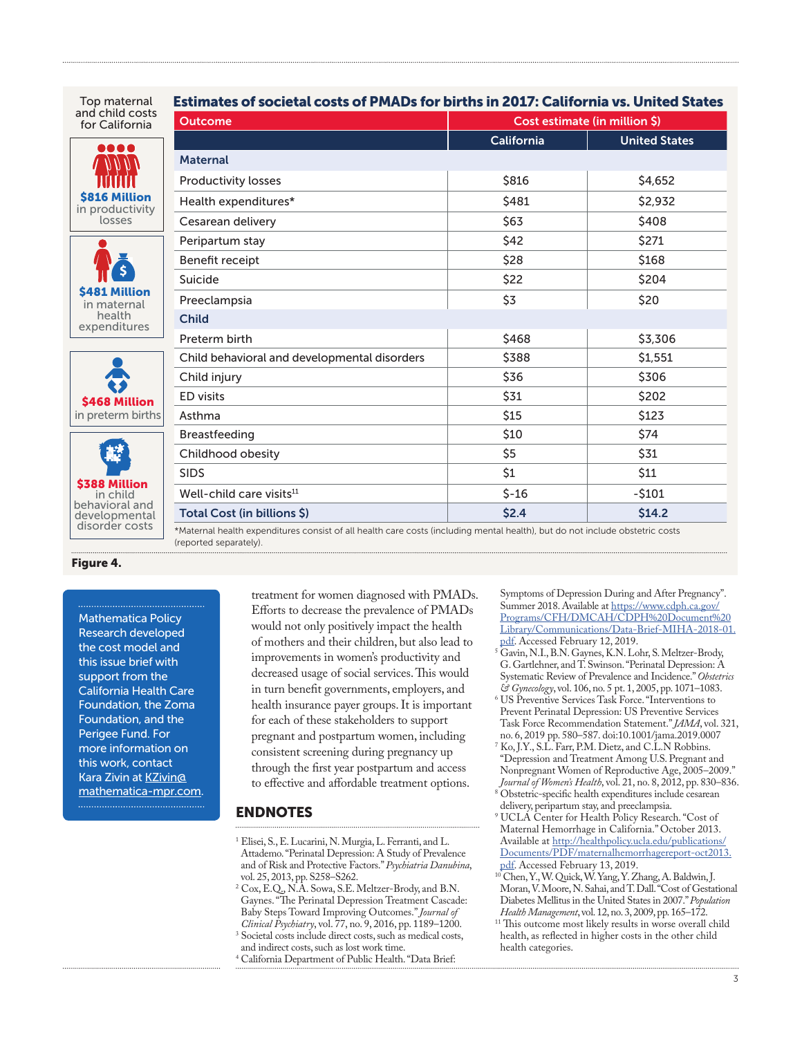Top maternal and child costs for California

**$816 Million** in productivity losses

**$481 Million** in maternal health expenditures

**$468 Million** in preterm births

**$388 Million** in child behavioral and developmental disorder costs

### Estimates of societal costs of PMADs for births in 2017: California vs. United States

| Outcome | Cost estimate (in million $) | |
|---|---|---|
| | California | United States |
| **Maternal** | | |
| Productivity losses | $816 | $4,652 |
| Health expenditures* | $481 | $2,932 |
| Cesarean delivery | $63 | $408 |
| Peripartum stay | $42 | $271 |
| Benefit receipt | $28 | $168 |
| Suicide | $22 | $204 |
| Preeclampsia | $3 | $20 |
| **Child** | | |
| Preterm birth | $468 | $3,306 |
| Child behavioral and developmental disorders | $388 | $1,551 |
| Child injury | $36 | $306 |
| ED visits | $31 | $202 |
| Asthma | $15 | $123 |
| Breastfeeding | $10 | $74 |
| Childhood obesity | $5 | $31 |
| SIDS | $1 | $11 |
| Well-child care visits[11] | $-16 | -$101 |
| **Total Cost (in billions $)** | **$2.4** | **$14.2** |

*Maternal health expenditures consist of all health care costs (including mental health), but do not include obstetric costs (reported separately).

**Figure 4.**

Mathematica Policy Research developed the cost model and this issue brief with support from the California Health Care Foundation, the Zoma Foundation, and the Perigee Fund. For more information on this work, contact Kara Zivin at KZivin@mathematica-mpr.com.

treatment for women diagnosed with PMADs. Efforts to decrease the prevalence of PMADs would not only positively impact the health of mothers and their children, but also lead to improvements in women's productivity and decreased usage of social services. This would in turn benefit governments, employers, and health insurance payer groups. It is important for each of these stakeholders to support pregnant and postpartum women, including consistent screening during pregnancy up through the first year postpartum and access to effective and affordable treatment options.

## ENDNOTES

1. Elisei, S., E. Lucarini, N. Murgia, L. Ferranti, and L. Attademo. "Perinatal Depression: A Study of Prevalence and of Risk and Protective Factors." *Psychiatria Danubina*, vol. 25, 2013, pp. S258–S262.
2. Cox, E.Q., N.A. Sowa, S.E. Meltzer-Brody, and B.N. Gaynes. "The Perinatal Depression Treatment Cascade: Baby Steps Toward Improving Outcomes." *Journal of Clinical Psychiatry*, vol. 77, no. 9, 2016, pp. 1189–1200.
3. Societal costs include direct costs, such as medical costs, and indirect costs, such as lost work time.
4. California Department of Public Health. "Data Brief: Symptoms of Depression During and After Pregnancy". Summer 2018. Available at https://www.cdph.ca.gov/Programs/CFH/DMCAH/CDPH%20Document%20Library/Communications/Data-Brief-MIHA-2018-01.pdf. Accessed February 12, 2019.
5. Gavin, N.I., B.N. Gaynes, K.N. Lohr, S. Meltzer-Brody, G. Gartlehner, and T. Swinson. "Perinatal Depression: A Systematic Review of Prevalence and Incidence." *Obstetrics & Gynecology*, vol. 106, no. 5 pt. 1, 2005, pp. 1071–1083.
6. US Preventive Services Task Force. "Interventions to Prevent Perinatal Depression: US Preventive Services Task Force Recommendation Statement." *JAMA*, vol. 321, no. 6, 2019 pp. 580–587. doi:10.1001/jama.2019.0007
7. Ko, J.Y., S.L. Farr, P.M. Dietz, and C.L.N Robbins. "Depression and Treatment Among U.S. Pregnant and Nonpregnant Women of Reproductive Age, 2005–2009." *Journal of Women's Health*, vol. 21, no. 8, 2012, pp. 830–836.
8. Obstetric-specific health expenditures include cesarean delivery, peripartum stay, and preeclampsia.
9. UCLA Center for Health Policy Research. "Cost of Maternal Hemorrhage in California." October 2013. Available at http://healthpolicy.ucla.edu/publications/Documents/PDF/maternalhemorrhagereport-oct2013.pdf. Accessed February 13, 2019.
10. Chen, Y., W. Quick, W. Yang, Y. Zhang, A. Baldwin, J. Moran, V. Moore, N. Sahai, and T. Dall. "Cost of Gestational Diabetes Mellitus in the United States in 2007." *Population Health Management*, vol. 12, no. 3, 2009, pp. 165–172.
11. This outcome most likely results in worse overall child health, as reflected in higher costs in the other child health categories.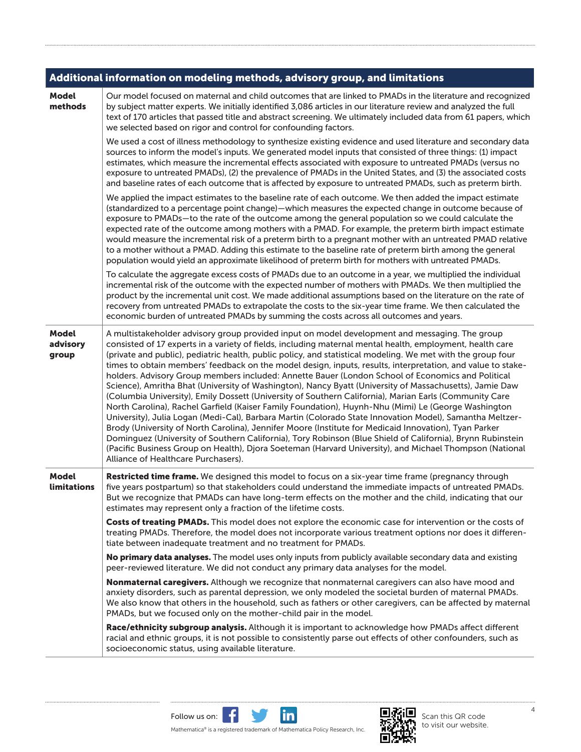## Additional information on modeling methods, advisory group, and limitations

| | |
|---|---|
| **Model methods** | Our model focused on maternal and child outcomes that are linked to PMADs in the literature and recognized by subject matter experts. We initially identified 3,086 articles in our literature review and analyzed the full text of 170 articles that passed title and abstract screening. We ultimately included data from 61 papers, which we selected based on rigor and control for confounding factors.<br><br>We used a cost of illness methodology to synthesize existing evidence and used literature and secondary data sources to inform the model's inputs. We generated model inputs that consisted of three things: (1) impact estimates, which measure the incremental effects associated with exposure to untreated PMADs (versus no exposure to untreated PMADs), (2) the prevalence of PMADs in the United States, and (3) the associated costs and baseline rates of each outcome that is affected by exposure to untreated PMADs, such as preterm birth.<br><br>We applied the impact estimates to the baseline rate of each outcome. We then added the impact estimate (standardized to a percentage point change)—which measures the expected change in outcome because of exposure to PMADs—to the rate of the outcome among the general population so we could calculate the expected rate of the outcome among mothers with a PMAD. For example, the preterm birth impact estimate would measure the incremental risk of a preterm birth to a pregnant mother with an untreated PMAD relative to a mother without a PMAD. Adding this estimate to the baseline rate of preterm birth among the general population would yield an approximate likelihood of preterm birth for mothers with untreated PMADs.<br><br>To calculate the aggregate excess costs of PMADs due to an outcome in a year, we multiplied the individual incremental risk of the outcome with the expected number of mothers with PMADs. We then multiplied the product by the incremental unit cost. We made additional assumptions based on the literature on the rate of recovery from untreated PMADs to extrapolate the costs to the six-year time frame. We then calculated the economic burden of untreated PMADs by summing the costs across all outcomes and years. |
| **Model advisory group** | A multistakeholder advisory group provided input on model development and messaging. The group consisted of 17 experts in a variety of fields, including maternal mental health, employment, health care (private and public), pediatric health, public policy, and statistical modeling. We met with the group four times to obtain members' feedback on the model design, inputs, results, interpretation, and value to stakeholders. Advisory Group members included: Annette Bauer (London School of Economics and Political Science), Amritha Bhat (University of Washington), Nancy Byatt (University of Massachusetts), Jamie Daw (Columbia University), Emily Dossett (University of Southern California), Marian Earls (Community Care North Carolina), Rachel Garfield (Kaiser Family Foundation), Huynh-Nhu (Mimi) Le (George Washington University), Julia Logan (Medi-Cal), Barbara Martin (Colorado State Innovation Model), Samantha Meltzer-Brody (University of North Carolina), Jennifer Moore (Institute for Medicaid Innovation), Tyan Parker Dominguez (University of Southern California), Tory Robinson (Blue Shield of California), Brynn Rubinstein (Pacific Business Group on Health), Djora Soeteman (Harvard University), and Michael Thompson (National Alliance of Healthcare Purchasers). |
| **Model limitations** | **Restricted time frame.** We designed this model to focus on a six-year time frame (pregnancy through five years postpartum) so that stakeholders could understand the immediate impacts of untreated PMADs. But we recognize that PMADs can have long-term effects on the mother and the child, indicating that our estimates may represent only a fraction of the lifetime costs.<br><br>**Costs of treating PMADs.** This model does not explore the economic case for intervention or the costs of treating PMADs. Therefore, the model does not incorporate various treatment options nor does it differentiate between inadequate treatment and no treatment for PMADs.<br><br>**No primary data analyses.** The model uses only inputs from publicly available secondary data and existing peer-reviewed literature. We did not conduct any primary data analyses for the model.<br><br>**Nonmaternal caregivers.** Although we recognize that nonmaternal caregivers can also have mood and anxiety disorders, such as parental depression, we only modeled the societal burden of maternal PMADs. We also know that others in the household, such as fathers or other caregivers, can be affected by maternal PMADs, but we focused only on the mother-child pair in the model.<br><br>**Race/ethnicity subgroup analysis.** Although it is important to acknowledge how PMADs affect different racial and ethnic groups, it is not possible to consistently parse out effects of other confounders, such as socioeconomic status, using available literature. |

Follow us on:

Mathematica® is a registered trademark of Mathematica Policy Research, Inc.

Scan this QR code to visit our website.